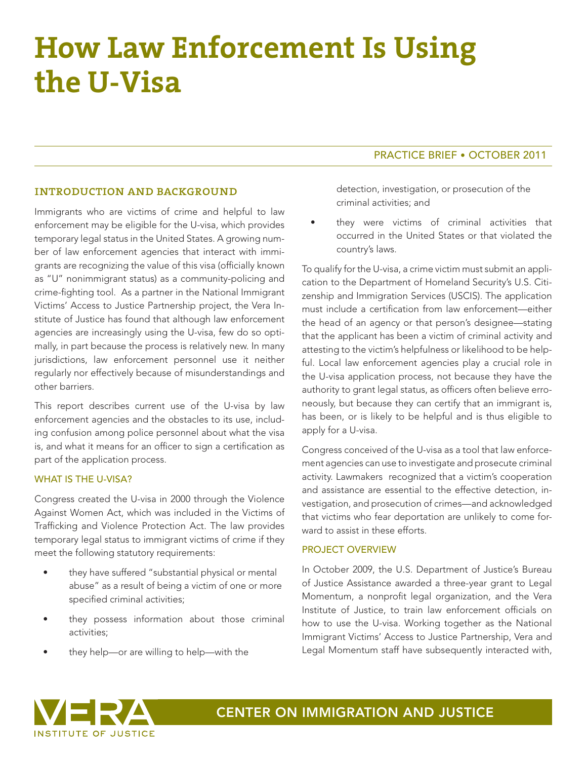# How Law Enforcement Is Using the U-Visa

PRACTICE BRIEF • OCTOBER 2011

## INTRODUCTION AND BACKGROUND

Immigrants who are victims of crime and helpful to law enforcement may be eligible for the U-visa, which provides temporary legal status in the United States. A growing number of law enforcement agencies that interact with immigrants are recognizing the value of this visa (officially known as "U" nonimmigrant status) as a community-policing and crime-fighting tool. As a partner in the National Immigrant Victims' Access to Justice Partnership project, the Vera Institute of Justice has found that although law enforcement agencies are increasingly using the U-visa, few do so optimally, in part because the process is relatively new. In many jurisdictions, law enforcement personnel use it neither regularly nor effectively because of misunderstandings and other barriers.

This report describes current use of the U-visa by law enforcement agencies and the obstacles to its use, including confusion among police personnel about what the visa is, and what it means for an officer to sign a certification as part of the application process.

### WHAT IS THE U-VISA?

Congress created the U-visa in 2000 through the Violence Against Women Act, which was included in the Victims of Trafficking and Violence Protection Act. The law provides temporary legal status to immigrant victims of crime if they meet the following statutory requirements:

- they have suffered "substantial physical or mental abuse" as a result of being a victim of one or more specified criminal activities;
- they possess information about those criminal activities;
- they help—or are willing to help—with the detection, investigation, or prosecution of the criminal activities; and
- they were victims of criminal activities that occurred in the United States or that violated the country's laws.

To qualify for the U-visa, a crime victim must submit an application to the Department of Homeland Security's U.S. Citizenship and Immigration Services (USCIS). The application must include a certification from law enforcement—either the head of an agency or that person's designee—stating that the applicant has been a victim of criminal activity and attesting to the victim's helpfulness or likelihood to be helpful. Local law enforcement agencies play a crucial role in the U-visa application process, not because they have the authority to grant legal status, as officers often believe erroneously, but because they can certify that an immigrant is, has been, or is likely to be helpful and is thus eligible to apply for a U-visa.

Congress conceived of the U-visa as a tool that law enforcement agencies can use to investigate and prosecute criminal activity. Lawmakers recognized that a victim's cooperation and assistance are essential to the effective detection, investigation, and prosecution of crimes—and acknowledged that victims who fear deportation are unlikely to come forward to assist in these efforts.

### PROJECT OVERVIEW

In October 2009, the U.S. Department of Justice's Bureau of Justice Assistance awarded a three-year grant to Legal Momentum, a nonprofit legal organization, and the Vera Institute of Justice, to train law enforcement officials on how to use the U-visa. Working together as the National Immigrant Victims' Access to Justice Partnership, Vera and Legal Momentum staff have subsequently interacted with,

VERA INSTITUTE OF JUSTICE — CENTER ON IMMIGRATION AND JUSTICE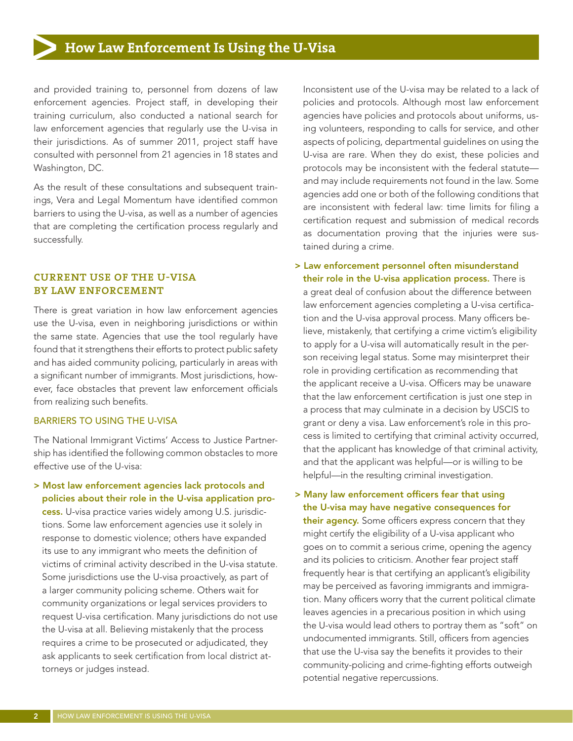and provided training to, personnel from dozens of law enforcement agencies. Project staff, in developing their training curriculum, also conducted a national search for law enforcement agencies that regularly use the U-visa in their jurisdictions. As of summer 2011, project staff have consulted with personnel from 21 agencies in 18 states and Washington, DC.

As the result of these consultations and subsequent trainings, Vera and Legal Momentum have identified common barriers to using the U-visa, as well as a number of agencies that are completing the certification process regularly and successfully.

## CURRENT USE OF THE U-VISA BY LAW ENFORCEMENT

There is great variation in how law enforcement agencies use the U-visa, even in neighboring jurisdictions or within the same state. Agencies that use the tool regularly have found that it strengthens their efforts to protect public safety and has aided community policing, particularly in areas with a significant number of immigrants. Most jurisdictions, however, face obstacles that prevent law enforcement officials from realizing such benefits.

### BARRIERS TO USING THE U-VISA

The National Immigrant Victims' Access to Justice Partnership has identified the following common obstacles to more effective use of the U-visa:

> **Most law enforcement agencies lack protocols and policies about their role in the U-visa application process.** U-visa practice varies widely among U.S. jurisdictions. Some law enforcement agencies use it solely in response to domestic violence; others have expanded its use to any immigrant who meets the definition of victims of criminal activity described in the U-visa statute. Some jurisdictions use the U-visa proactively, as part of a larger community policing scheme. Others wait for community organizations or legal services providers to request U-visa certification. Many jurisdictions do not use the U-visa at all. Believing mistakenly that the process requires a crime to be prosecuted or adjudicated, they ask applicants to seek certification from local district attorneys or judges instead.

Inconsistent use of the U-visa may be related to a lack of policies and protocols. Although most law enforcement agencies have policies and protocols about uniforms, using volunteers, responding to calls for service, and other aspects of policing, departmental guidelines on using the U-visa are rare. When they do exist, these policies and protocols may be inconsistent with the federal statute—and may include requirements not found in the law. Some agencies add one or both of the following conditions that are inconsistent with federal law: time limits for filing a certification request and submission of medical records as documentation proving that the injuries were sustained during a crime.

> **Law enforcement personnel often misunderstand their role in the U-visa application process.** There is a great deal of confusion about the difference between law enforcement agencies completing a U-visa certification and the U-visa approval process. Many officers believe, mistakenly, that certifying a crime victim's eligibility to apply for a U-visa will automatically result in the person receiving legal status. Some may misinterpret their role in providing certification as recommending that the applicant receive a U-visa. Officers may be unaware that the law enforcement certification is just one step in a process that may culminate in a decision by USCIS to grant or deny a visa. Law enforcement's role in this process is limited to certifying that criminal activity occurred, that the applicant has knowledge of that criminal activity, and that the applicant was helpful—or is willing to be helpful—in the resulting criminal investigation.

> **Many law enforcement officers fear that using the U-visa may have negative consequences for their agency.** Some officers express concern that they might certify the eligibility of a U-visa applicant who goes on to commit a serious crime, opening the agency and its policies to criticism. Another fear project staff frequently hear is that certifying an applicant's eligibility may be perceived as favoring immigrants and immigration. Many officers worry that the current political climate leaves agencies in a precarious position in which using the U-visa would lead others to portray them as "soft" on undocumented immigrants. Still, officers from agencies that use the U-visa say the benefits it provides to their community-policing and crime-fighting efforts outweigh potential negative repercussions.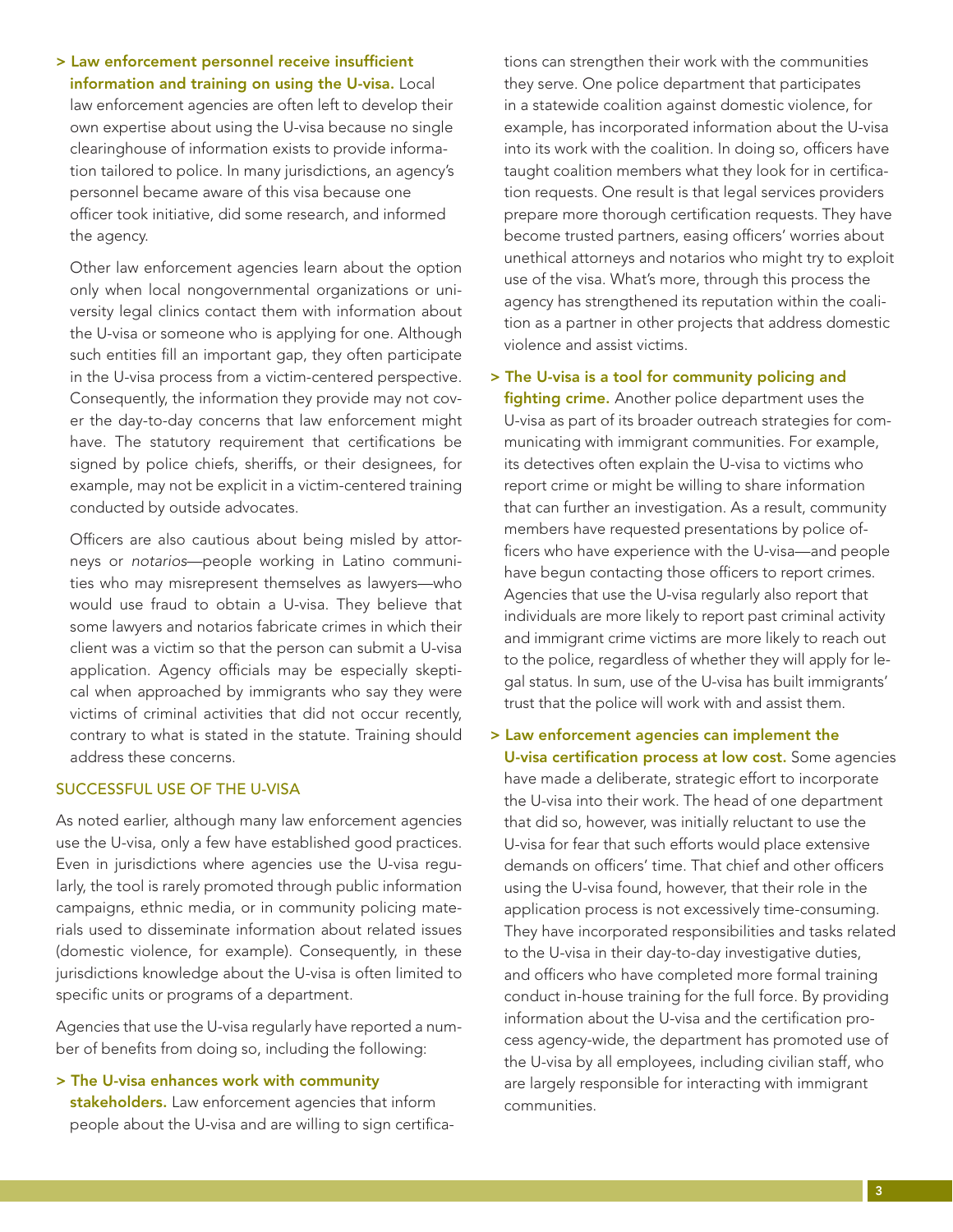**> Law enforcement personnel receive insufficient information and training on using the U-visa.** Local law enforcement agencies are often left to develop their own expertise about using the U-visa because no single clearinghouse of information exists to provide information tailored to police. In many jurisdictions, an agency's personnel became aware of this visa because one officer took initiative, did some research, and informed the agency.

Other law enforcement agencies learn about the option only when local nongovernmental organizations or university legal clinics contact them with information about the U-visa or someone who is applying for one. Although such entities fill an important gap, they often participate in the U-visa process from a victim-centered perspective. Consequently, the information they provide may not cover the day-to-day concerns that law enforcement might have. The statutory requirement that certifications be signed by police chiefs, sheriffs, or their designees, for example, may not be explicit in a victim-centered training conducted by outside advocates.

Officers are also cautious about being misled by attorneys or *notarios*—people working in Latino communities who may misrepresent themselves as lawyers—who would use fraud to obtain a U-visa. They believe that some lawyers and notarios fabricate crimes in which their client was a victim so that the person can submit a U-visa application. Agency officials may be especially skeptical when approached by immigrants who say they were victims of criminal activities that did not occur recently, contrary to what is stated in the statute. Training should address these concerns.

## SUCCESSFUL USE OF THE U-VISA

As noted earlier, although many law enforcement agencies use the U-visa, only a few have established good practices. Even in jurisdictions where agencies use the U-visa regularly, the tool is rarely promoted through public information campaigns, ethnic media, or in community policing materials used to disseminate information about related issues (domestic violence, for example). Consequently, in these jurisdictions knowledge about the U-visa is often limited to specific units or programs of a department.

Agencies that use the U-visa regularly have reported a number of benefits from doing so, including the following:

**> The U-visa enhances work with community stakeholders.** Law enforcement agencies that inform people about the U-visa and are willing to sign certifications can strengthen their work with the communities they serve. One police department that participates in a statewide coalition against domestic violence, for example, has incorporated information about the U-visa into its work with the coalition. In doing so, officers have taught coalition members what they look for in certification requests. One result is that legal services providers prepare more thorough certification requests. They have become trusted partners, easing officers' worries about unethical attorneys and notarios who might try to exploit use of the visa. What's more, through this process the agency has strengthened its reputation within the coalition as a partner in other projects that address domestic violence and assist victims.

**> The U-visa is a tool for community policing and fighting crime.** Another police department uses the U-visa as part of its broader outreach strategies for communicating with immigrant communities. For example, its detectives often explain the U-visa to victims who report crime or might be willing to share information that can further an investigation. As a result, community members have requested presentations by police officers who have experience with the U-visa—and people have begun contacting those officers to report crimes. Agencies that use the U-visa regularly also report that individuals are more likely to report past criminal activity and immigrant crime victims are more likely to reach out to the police, regardless of whether they will apply for legal status. In sum, use of the U-visa has built immigrants' trust that the police will work with and assist them.

**> Law enforcement agencies can implement the U-visa certification process at low cost.** Some agencies have made a deliberate, strategic effort to incorporate the U-visa into their work. The head of one department that did so, however, was initially reluctant to use the U-visa for fear that such efforts would place extensive demands on officers' time. That chief and other officers using the U-visa found, however, that their role in the application process is not excessively time-consuming. They have incorporated responsibilities and tasks related to the U-visa in their day-to-day investigative duties, and officers who have completed more formal training conduct in-house training for the full force. By providing information about the U-visa and the certification process agency-wide, the department has promoted use of the U-visa by all employees, including civilian staff, who are largely responsible for interacting with immigrant communities.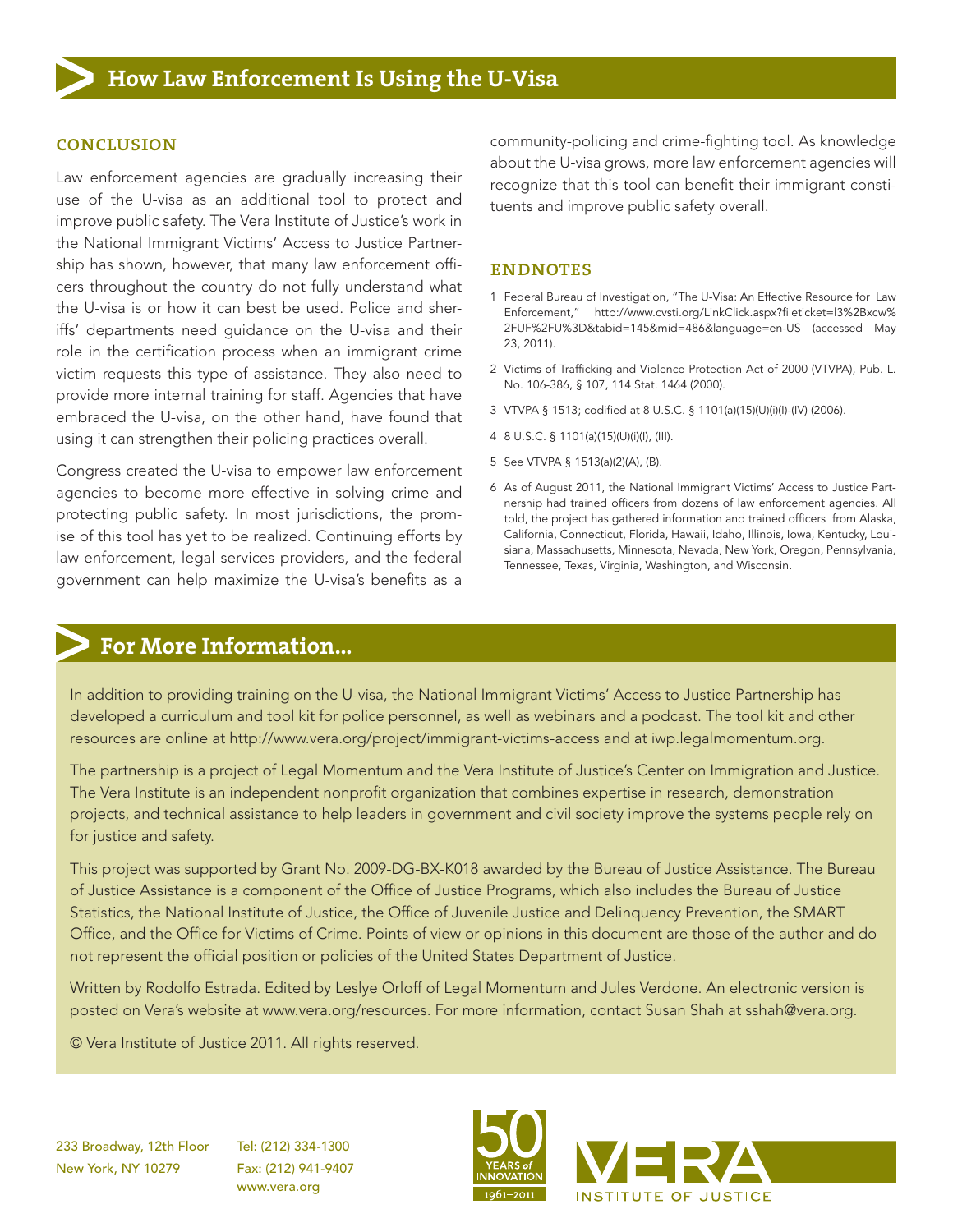# How Law Enforcement Is Using the U-Visa

## CONCLUSION

Law enforcement agencies are gradually increasing their use of the U-visa as an additional tool to protect and improve public safety. The Vera Institute of Justice's work in the National Immigrant Victims' Access to Justice Partnership has shown, however, that many law enforcement officers throughout the country do not fully understand what the U-visa is or how it can best be used. Police and sheriffs' departments need guidance on the U-visa and their role in the certification process when an immigrant crime victim requests this type of assistance. They also need to provide more internal training for staff. Agencies that have embraced the U-visa, on the other hand, have found that using it can strengthen their policing practices overall.

Congress created the U-visa to empower law enforcement agencies to become more effective in solving crime and protecting public safety. In most jurisdictions, the promise of this tool has yet to be realized. Continuing efforts by law enforcement, legal services providers, and the federal government can help maximize the U-visa's benefits as a community-policing and crime-fighting tool. As knowledge about the U-visa grows, more law enforcement agencies will recognize that this tool can benefit their immigrant constituents and improve public safety overall.

## ENDNOTES

1. Federal Bureau of Investigation, "The U-Visa: An Effective Resource for Law Enforcement," http://www.cvsti.org/LinkClick.aspx?fileticket=l3%2Bxcw%2FUF%2FU%3D&tabid=145&mid=486&language=en-US (accessed May 23, 2011).
2. Victims of Trafficking and Violence Protection Act of 2000 (VTVPA), Pub. L. No. 106-386, § 107, 114 Stat. 1464 (2000).
3. VTVPA § 1513; codified at 8 U.S.C. § 1101(a)(15)(U)(i)(I)-(IV) (2006).
4. 8 U.S.C. § 1101(a)(15)(U)(i)(I), (III).
5. See VTVPA § 1513(a)(2)(A), (B).
6. As of August 2011, the National Immigrant Victims' Access to Justice Partnership had trained officers from dozens of law enforcement agencies. All told, the project has gathered information and trained officers from Alaska, California, Connecticut, Florida, Hawaii, Idaho, Illinois, Iowa, Kentucky, Louisiana, Massachusetts, Minnesota, Nevada, New York, Oregon, Pennsylvania, Tennessee, Texas, Virginia, Washington, and Wisconsin.

# For More Information...

In addition to providing training on the U-visa, the National Immigrant Victims' Access to Justice Partnership has developed a curriculum and tool kit for police personnel, as well as webinars and a podcast. The tool kit and other resources are online at http://www.vera.org/project/immigrant-victims-access and at iwp.legalmomentum.org.

The partnership is a project of Legal Momentum and the Vera Institute of Justice's Center on Immigration and Justice. The Vera Institute is an independent nonprofit organization that combines expertise in research, demonstration projects, and technical assistance to help leaders in government and civil society improve the systems people rely on for justice and safety.

This project was supported by Grant No. 2009-DG-BX-K018 awarded by the Bureau of Justice Assistance. The Bureau of Justice Assistance is a component of the Office of Justice Programs, which also includes the Bureau of Justice Statistics, the National Institute of Justice, the Office of Juvenile Justice and Delinquency Prevention, the SMART Office, and the Office for Victims of Crime. Points of view or opinions in this document are those of the author and do not represent the official position or policies of the United States Department of Justice.

Written by Rodolfo Estrada. Edited by Leslye Orloff of Legal Momentum and Jules Verdone. An electronic version is posted on Vera's website at www.vera.org/resources. For more information, contact Susan Shah at sshah@vera.org.

© Vera Institute of Justice 2011. All rights reserved.

233 Broadway, 12th Floor
New York, NY 10279

Tel: (212) 334-1300
Fax: (212) 941-9407
www.vera.org

50 YEARS of INNOVATION 1961–2011

VERA INSTITUTE OF JUSTICE